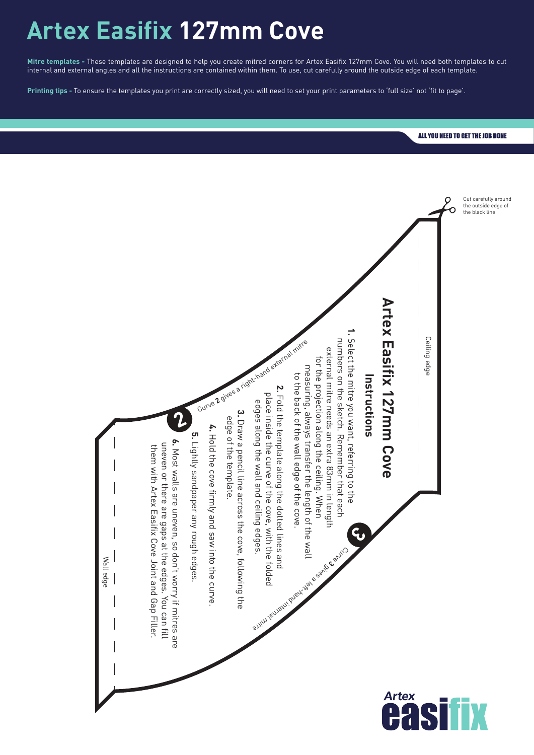# Artex Easifix 127mm Cove

**Mitre templates -** These templates are designed to help you create mitred corners for Artex Easifix 127mm Cove. You will need both templates to cut internal and external angles and all the instructions are contained within them. To use, cut carefully around the outside edge of each template.

**Printing tips -** To ensure the templates you print are correctly sized, you will need to set your print parameters to 'full size' not 'fit to page'.

ALL YOU NEED TO GET THE JOB DONE

Cut carefully around the outside edge of the black line

Ceiling edge

## Artex Easifix 127mm Cove

### Instructions

**1.** Select the mitre you want, referring to the numbers on the sketch. Remember that each external mitre needs an extra 83mm in length for the projection along the ceiling. When measuring, always transfer the length of the wall to the back of the wall edge of the cove.

**2.** Fold the template along the dotted lines and place inside the curve of the cove, with the folded edges along the wall and ceiling edges.

**3.** Draw a pencil line across the cove, following the edge of the template.

**4.** Hold the cove firmly and saw into the curve.

**5.** Lightly sandpaper any rough edges.

**6.** Most walls are uneven, so don't worry if mitres are uneven or there are gaps at the edges. You can fill them with Artex Easifix Cove Joint and Gap Filler.

Curve **2** gives a right-hand external mitre

Curve **3** gives a left-hand internal mitre

Wall edge

Artex easifix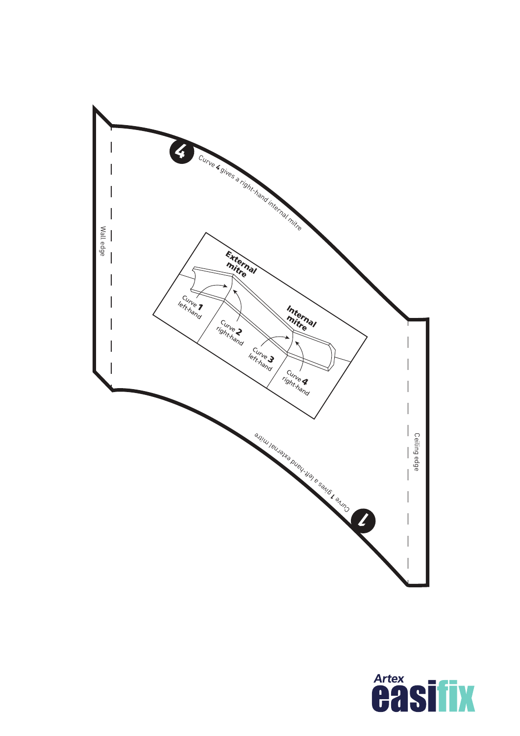Curve 4 gives a right-hand internal mitre

Wall edge

External mitre

Internal mitre

Curve 1 left-hand

Curve 2 right-hand

Curve 3 left-hand

Curve 4 right-hand

Ceiling edge

Curve 1 gives a left-hand external mitre

Artex easifix